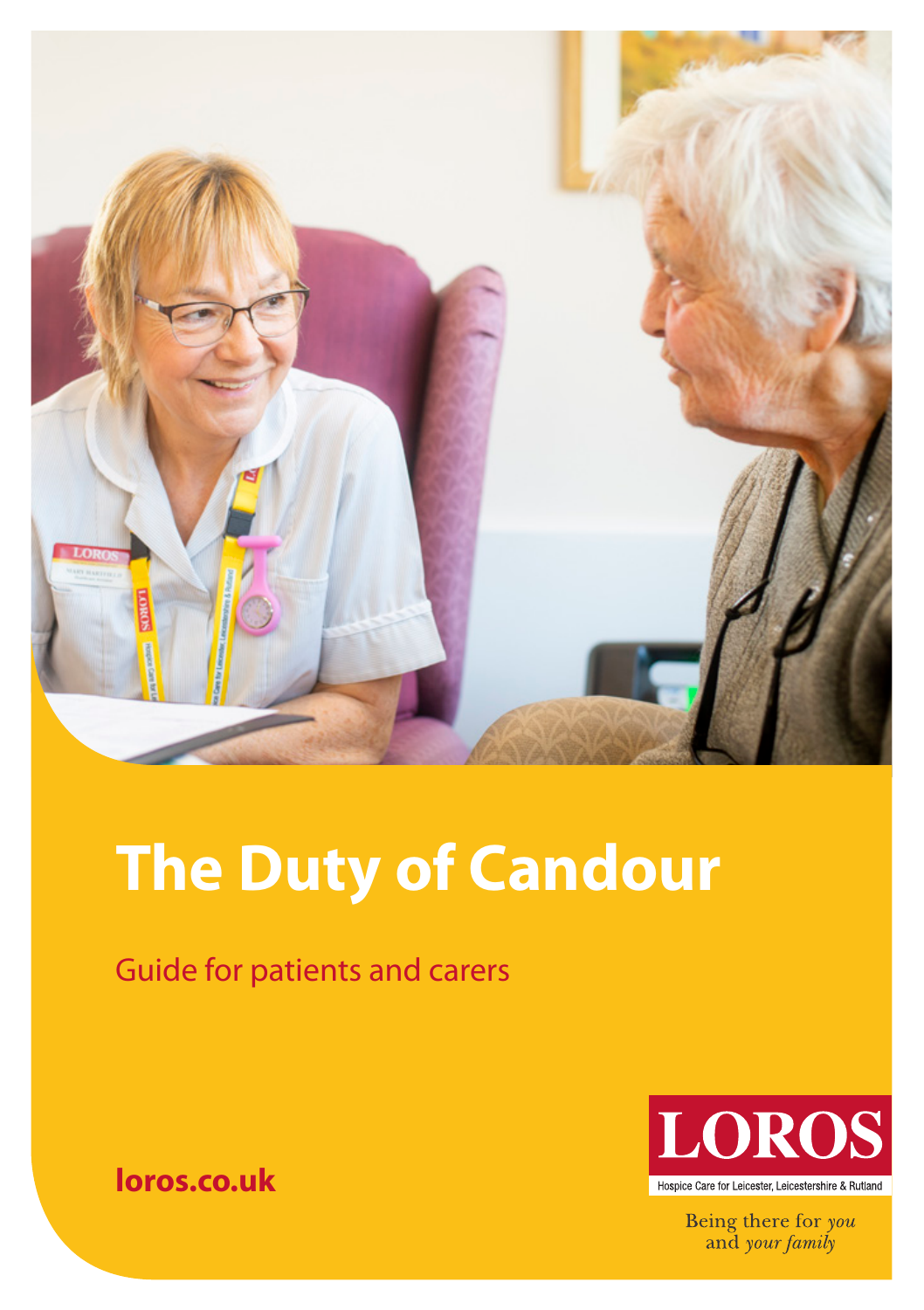# The Duty of Candour

Guide for patients and carers

**loros.co.uk**

LOROS

Hospice Care for Leicester, Leicestershire & Rutland

Being there for *you* and *your family*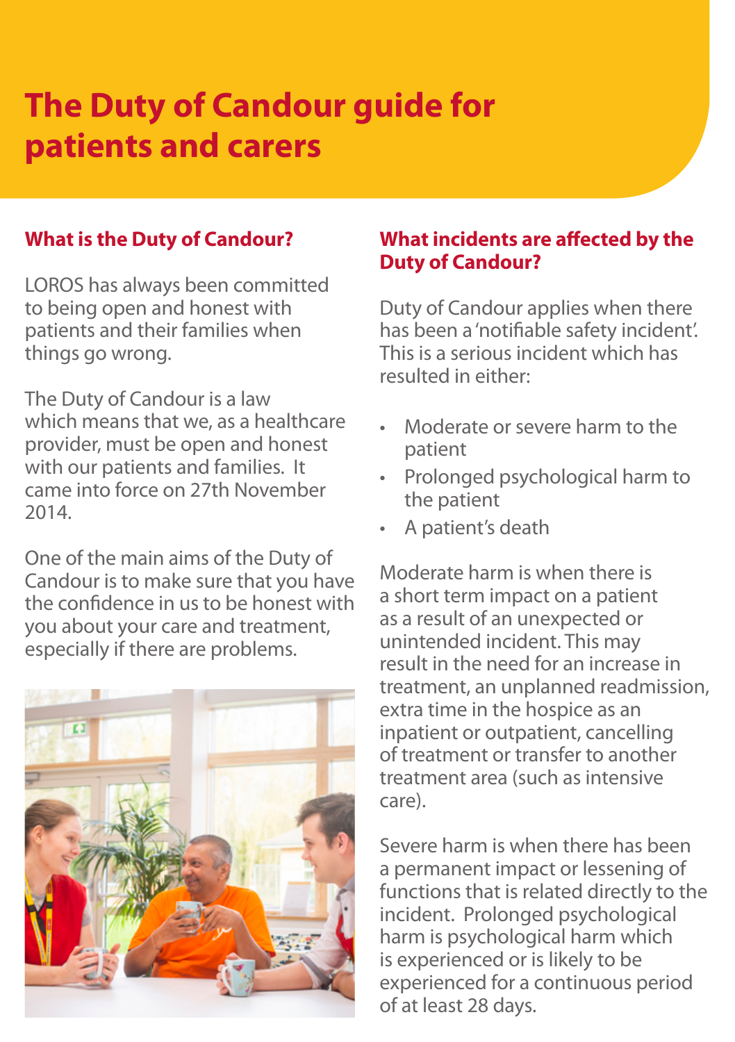# The Duty of Candour guide for patients and carers

## What is the Duty of Candour?

LOROS has always been committed to being open and honest with patients and their families when things go wrong.

The Duty of Candour is a law which means that we, as a healthcare provider, must be open and honest with our patients and families. It came into force on 27th November 2014.

One of the main aims of the Duty of Candour is to make sure that you have the confidence in us to be honest with you about your care and treatment, especially if there are problems.

## What incidents are affected by the Duty of Candour?

Duty of Candour applies when there has been a 'notifiable safety incident'. This is a serious incident which has resulted in either:

- Moderate or severe harm to the patient
- Prolonged psychological harm to the patient
- A patient's death

Moderate harm is when there is a short term impact on a patient as a result of an unexpected or unintended incident. This may result in the need for an increase in treatment, an unplanned readmission, extra time in the hospice as an inpatient or outpatient, cancelling of treatment or transfer to another treatment area (such as intensive care).

Severe harm is when there has been a permanent impact or lessening of functions that is related directly to the incident. Prolonged psychological harm is psychological harm which is experienced or is likely to be experienced for a continuous period of at least 28 days.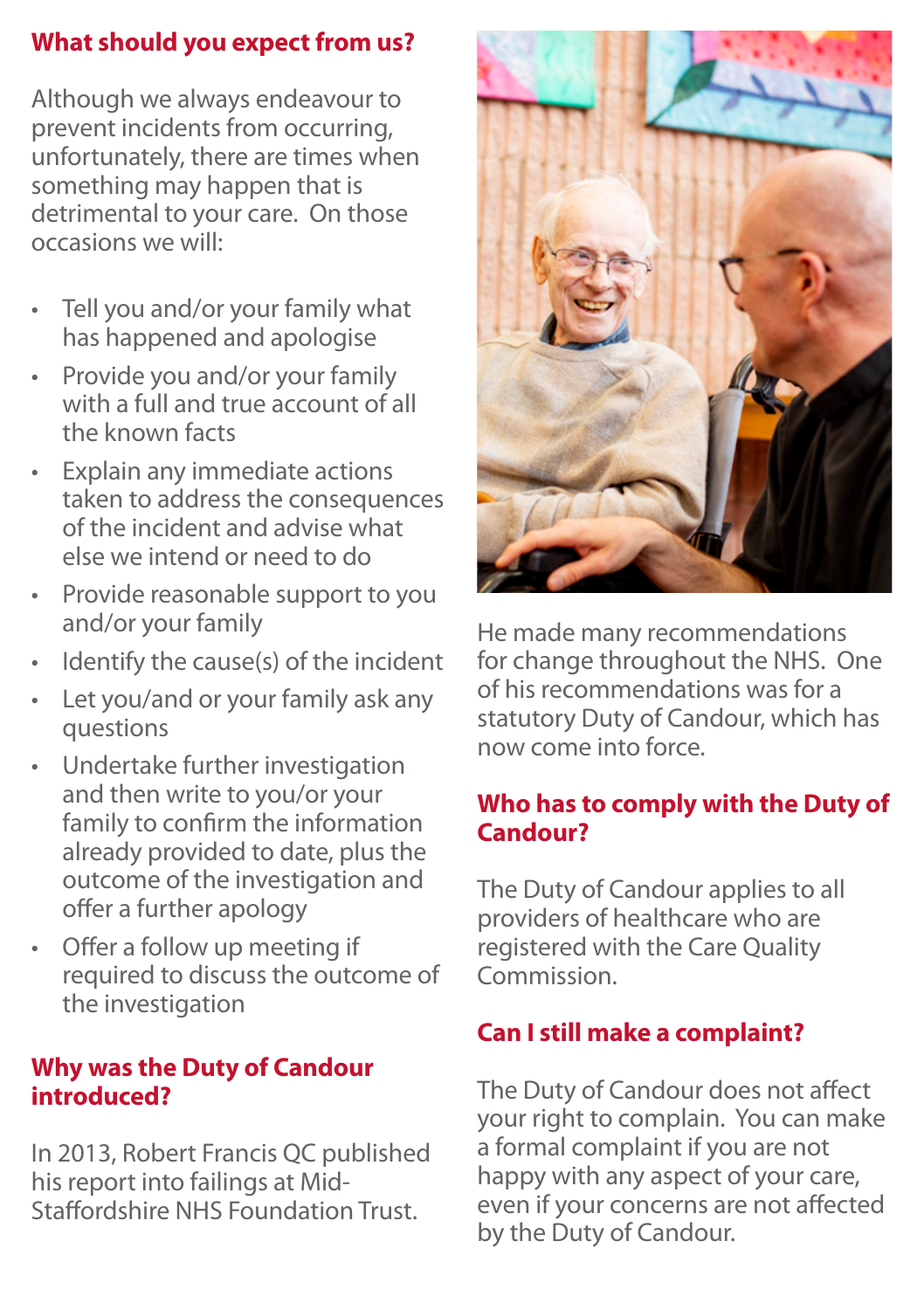## What should you expect from us?

Although we always endeavour to prevent incidents from occurring, unfortunately, there are times when something may happen that is detrimental to your care. On those occasions we will:

- Tell you and/or your family what has happened and apologise
- Provide you and/or your family with a full and true account of all the known facts
- Explain any immediate actions taken to address the consequences of the incident and advise what else we intend or need to do
- Provide reasonable support to you and/or your family
- Identify the cause(s) of the incident
- Let you/and or your family ask any questions
- Undertake further investigation and then write to you/or your family to confirm the information already provided to date, plus the outcome of the investigation and offer a further apology
- Offer a follow up meeting if required to discuss the outcome of the investigation

## Why was the Duty of Candour introduced?

In 2013, Robert Francis QC published his report into failings at Mid-Staffordshire NHS Foundation Trust.

He made many recommendations for change throughout the NHS. One of his recommendations was for a statutory Duty of Candour, which has now come into force.

## Who has to comply with the Duty of Candour?

The Duty of Candour applies to all providers of healthcare who are registered with the Care Quality Commission.

## Can I still make a complaint?

The Duty of Candour does not affect your right to complain. You can make a formal complaint if you are not happy with any aspect of your care, even if your concerns are not affected by the Duty of Candour.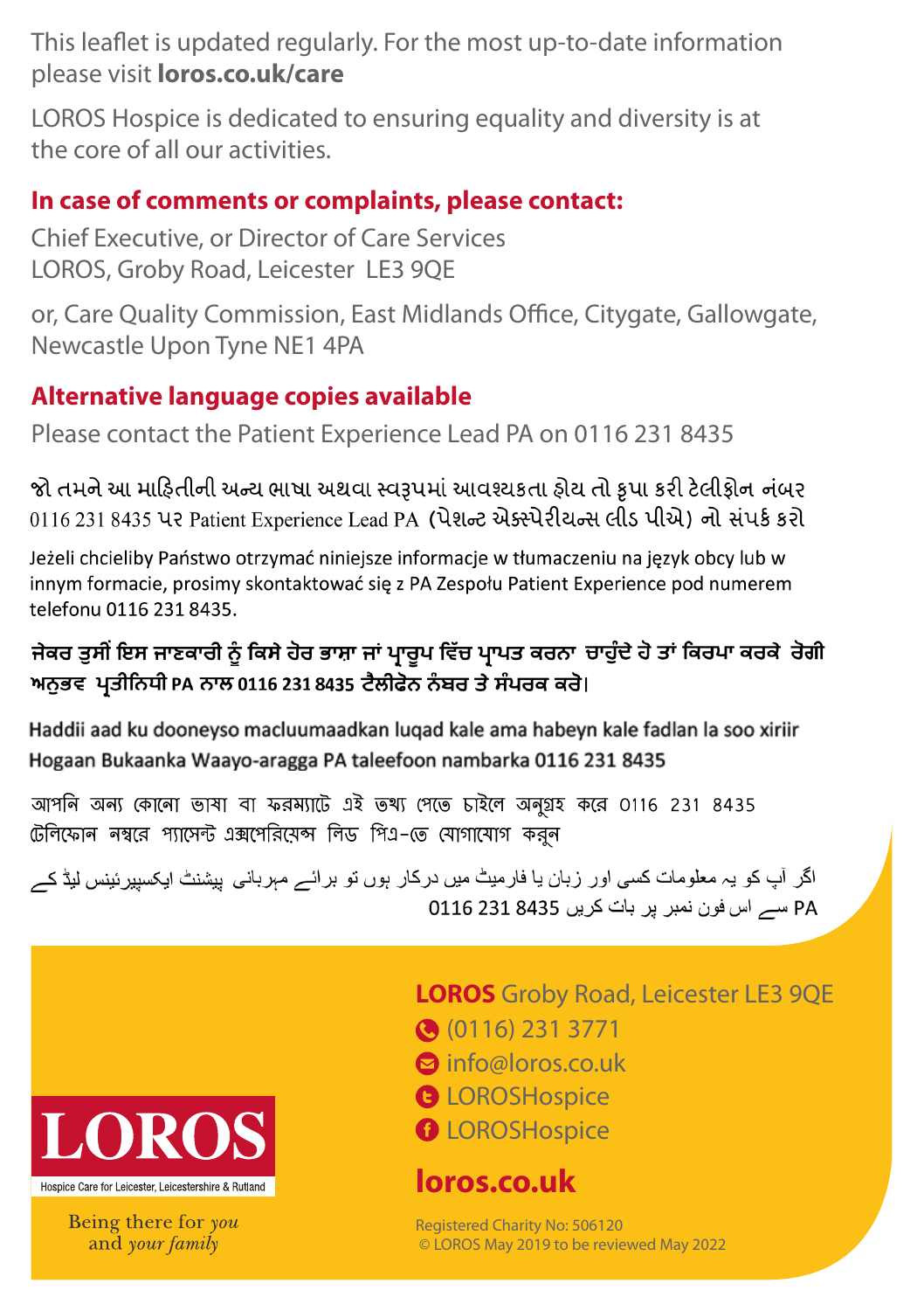This leaflet is updated regularly. For the most up-to-date information please visit **loros.co.uk/care**

LOROS Hospice is dedicated to ensuring equality and diversity is at the core of all our activities.

## In case of comments or complaints, please contact:

Chief Executive, or Director of Care Services
LOROS, Groby Road, Leicester LE3 9QE

or, Care Quality Commission, East Midlands Office, Citygate, Gallowgate, Newcastle Upon Tyne NE1 4PA

## Alternative language copies available

Please contact the Patient Experience Lead PA on 0116 231 8435

જો તમને આ માહિતીની અન્ય ભાષા અથવા સ્વરૂપમાં આવશ્યકતા હોય તો કૃપા કરી ટેલીફોન નંબર 0116 231 8435 પર Patient Experience Lead PA (પેશન્ટ એક્સ્પેરીયન્સ લીડ પીએ) નો સંપર્ક કરો

Jeżeli chcieliby Państwo otrzymać niniejsze informacje w tłumaczeniu na język obcy lub w innym formacie, prosimy skontaktować się z PA Zespołu Patient Experience pod numerem telefonu 0116 231 8435.

**ਜੇਕਰ ਤੁਸੀਂ ਇਸ ਜਾਣਕਾਰੀ ਨੂੰ ਕਿਸੇ ਹੋਰ ਭਾਸ਼ਾ ਜਾਂ ਪ੍ਰਾਰੂਪ ਵਿੱਚ ਪ੍ਰਾਪਤ ਕਰਨਾ ਚਾਹੁੰਦੇ ਹੋ ਤਾਂ ਕਿਰਪਾ ਕਰਕੇ ਰੋਗੀ ਅਨੁਭਵ ਪ੍ਰਤੀਨਿਧੀ PA ਨਾਲ 0116 231 8435 ਟੈਲੀਫੋਨ ਨੰਬਰ ਤੇ ਸੰਪਰਕ ਕਰੋ।**

Haddii aad ku dooneyso macluumaadkan luqad kale ama habeyn kale fadlan la soo xiriir Hogaan Bukaanka Waayo-aragga PA taleefoon nambarka 0116 231 8435

আপনি অন্য কোনো ভাষা বা ফরম্যাটে এই তথ্য পেতে চাইলে অনুগ্রহ করে 0116 231 8435 টেলিফোন নম্বরে প্যাসেন্ট এক্সপেরিয়েন্স লিড পিএ-তে যোগাযোগ করুন

اگر آپ کو یہ معلومات کسی اور زبان یا فارمیٹ میں درکار ہوں تو برائے مہربانی پیشنٹ ایکسپیریئنس لیڈ کے PA سے اس فون نمبر پر بات کریں 0116 231 8435

**LOROS** Hospice Care for Leicester, Leicestershire & Rutland

Being there for *you* and *your family*

**LOROS** Groby Road, Leicester LE3 9QE
(0116) 231 3771
info@loros.co.uk
LOROSHospice
LOROSHospice

**loros.co.uk**

Registered Charity No: 506120
© LOROS May 2019 to be reviewed May 2022